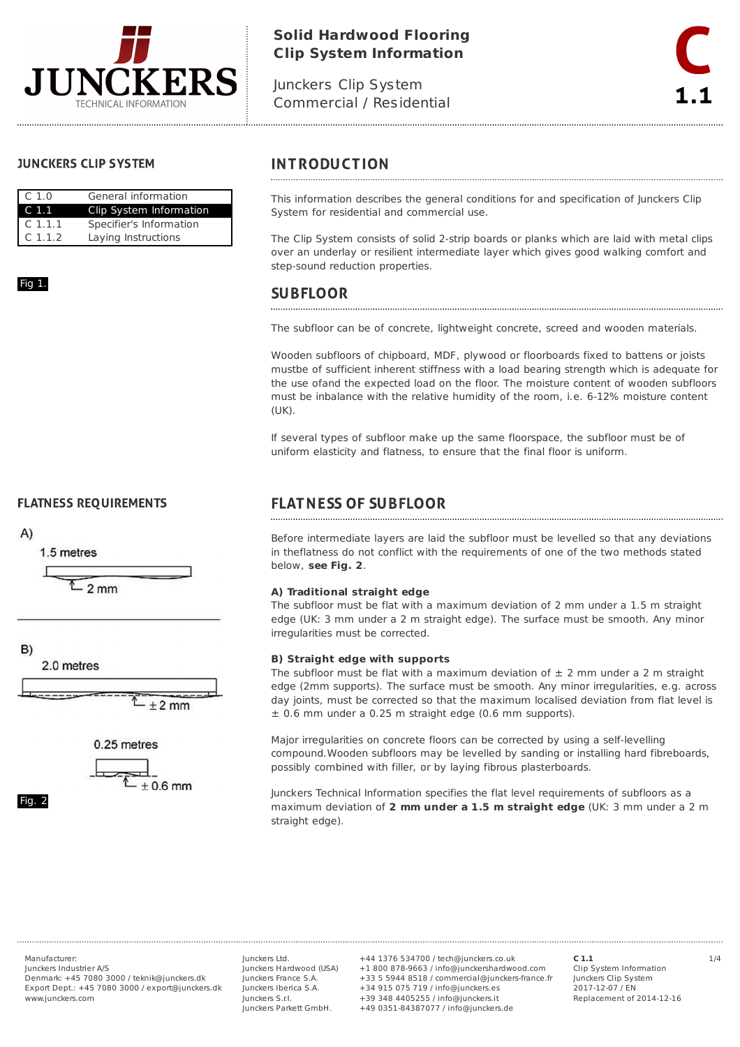# Solid Hardwood Flooring
# Clip System Information

Junckers Clip System
Commercial / Residential

C 1.1

## JUNCKERS CLIP SYSTEM

| | |
|---|---|
| C 1.0 | General information |
| C 1.1 | Clip System Information |
| C 1.1.1 | Specifier's Information |
| C 1.1.2 | Laying Instructions |

Fig 1.

## INTRODUCTION

This information describes the general conditions for and specification of Junckers Clip System for residential and commercial use.

The Clip System consists of solid 2-strip boards or planks which are laid with metal clips over an underlay or resilient intermediate layer which gives good walking comfort and step-sound reduction properties.

## SUBFLOOR

The subfloor can be of concrete, lightweight concrete, screed and wooden materials.

Wooden subfloors of chipboard, MDF, plywood or floorboards fixed to battens or joists mustbe of sufficient inherent stiffness with a load bearing strength which is adequate for the use ofand the expected load on the floor. The moisture content of wooden subfloors must be inbalance with the relative humidity of the room, i.e. 6-12% moisture content (UK).

If several types of subfloor make up the same floorspace, the subfloor must be of uniform elasticity and flatness, to ensure that the final floor is uniform.

## FLATNESS REQUIREMENTS

A)
1.5 metres
2 mm

B)
2.0 metres
± 2 mm

0.25 metres
± 0.6 mm

Fig. 2

## FLATNESS OF SUBFLOOR

Before intermediate layers are laid the subfloor must be levelled so that any deviations in theflatness do not conflict with the requirements of one of the two methods stated below, **see Fig. 2**.

**A) Traditional straight edge**
The subfloor must be flat with a maximum deviation of 2 mm under a 1.5 m straight edge (UK: 3 mm under a 2 m straight edge). The surface must be smooth. Any minor irregularities must be corrected.

**B) Straight edge with supports**
The subfloor must be flat with a maximum deviation of ± 2 mm under a 2 m straight edge (2mm supports). The surface must be smooth. Any minor irregularities, e.g. across day joints, must be corrected so that the maximum localised deviation from flat level is ± 0.6 mm under a 0.25 m straight edge (0.6 mm supports).

Major irregularities on concrete floors can be corrected by using a self-levelling compound.Wooden subfloors may be levelled by sanding or installing hard fibreboards, possibly combined with filler, or by laying fibrous plasterboards.

Junckers Technical Information specifies the flat level requirements of subfloors as a maximum deviation of **2 mm under a 1.5 m straight edge** (UK: 3 mm under a 2 m straight edge).

Manufacturer:
Junckers Industrier A/S
Denmark: +45 7080 3000 / teknik@junckers.dk
Export Dept.: +45 7080 3000 / export@junckers.dk
www.junckers.com

Junckers Ltd. +44 1376 534700 / tech@junckers.co.uk
Junckers Hardwood (USA) +1 800 878-9663 / info@junckershardwood.com
Junckers France S.A. +33 5 5944 8518 / commercial@junckers-france.fr
Junckers Iberica S.A. +34 915 075 719 / info@junckers.es
Junckers S.rl. +39 348 4405255 / info@junckers.it
Junckers Parkett GmbH. +49 0351-84387077 / info@junckers.de

**C 1.1**
Clip System Information
Junckers Clip System
2017-12-07 / EN
Replacement of 2014-12-16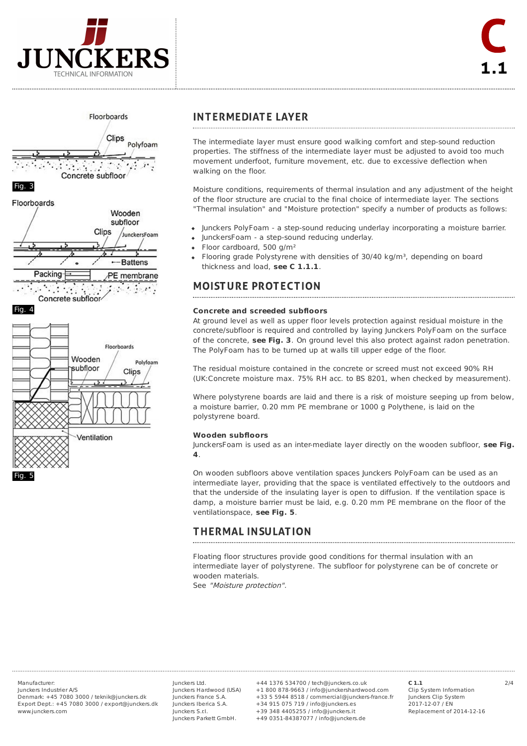## INTERMEDIATE LAYER

The intermediate layer must ensure good walking comfort and step-sound reduction properties. The stiffness of the intermediate layer must be adjusted to avoid too much movement underfoot, furniture movement, etc. due to excessive deflection when walking on the floor.

Moisture conditions, requirements of thermal insulation and any adjustment of the height of the floor structure are crucial to the final choice of intermediate layer. The sections "Thermal insulation" and "Moisture protection" specify a number of products as follows:

- Junckers PolyFoam - a step-sound reducing underlay incorporating a moisture barrier.
- JunckersFoam - a step-sound reducing underlay.
- Floor cardboard, 500 g/m²
- Flooring grade Polystyrene with densities of 30/40 kg/m³, depending on board thickness and load, **see C 1.1.1**.

## MOISTURE PROTECTION

**Concrete and screeded subfloors**
At ground level as well as upper floor levels protection against residual moisture in the concrete/subfloor is required and controlled by laying Junckers PolyFoam on the surface of the concrete, **see Fig. 3**. On ground level this also protect against radon penetration. The PolyFoam has to be turned up at walls till upper edge of the floor.

The residual moisture contained in the concrete or screed must not exceed 90% RH (UK:Concrete moisture max. 75% RH acc. to BS 8201, when checked by measurement).

Where polystyrene boards are laid and there is a risk of moisture seeping up from below, a moisture barrier, 0.20 mm PE membrane or 1000 g Polythene, is laid on the polystyrene board.

**Wooden subfloors**
JunckersFoam is used as an inter-mediate layer directly on the wooden subfloor, **see Fig. 4**.

On wooden subfloors above ventilation spaces Junckers PolyFoam can be used as an intermediate layer, providing that the space is ventilated effectively to the outdoors and that the underside of the insulating layer is open to diffusion. If the ventilation space is damp, a moisture barrier must be laid, e.g. 0.20 mm PE membrane on the floor of the ventilationspace, **see Fig. 5**.

## THERMAL INSULATION

Floating floor structures provide good conditions for thermal insulation with an intermediate layer of polystyrene. The subfloor for polystyrene can be of concrete or wooden materials.
See *"Moisture protection".*

Fig. 3

Fig. 4

Fig. 5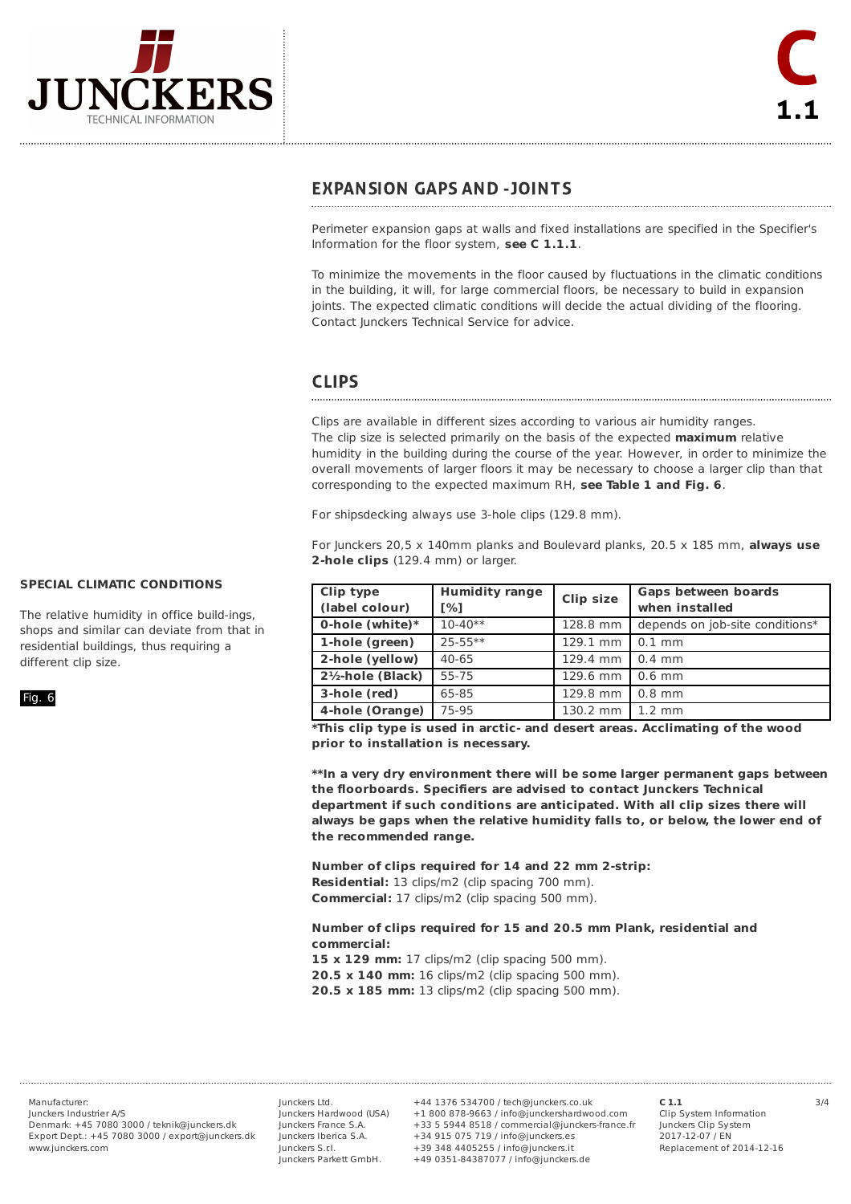## EXPANSION GAPS AND -JOINTS

Perimeter expansion gaps at walls and fixed installations are specified in the Specifier's Information for the floor system, **see C 1.1.1**.

To minimize the movements in the floor caused by fluctuations in the climatic conditions in the building, it will, for large commercial floors, be necessary to build in expansion joints. The expected climatic conditions will decide the actual dividing of the flooring. Contact Junckers Technical Service for advice.

## CLIPS

Clips are available in different sizes according to various air humidity ranges. The clip size is selected primarily on the basis of the expected **maximum** relative humidity in the building during the course of the year. However, in order to minimize the overall movements of larger floors it may be necessary to choose a larger clip than that corresponding to the expected maximum RH, **see Table 1 and Fig. 6**.

For shipsdecking always use 3-hole clips (129.8 mm).

For Junckers 20,5 x 140mm planks and Boulevard planks, 20.5 x 185 mm, **always use 2-hole clips** (129.4 mm) or larger.

### SPECIAL CLIMATIC CONDITIONS

The relative humidity in office build-ings, shops and similar can deviate from that in residential buildings, thus requiring a different clip size.

Fig. 6

| Clip type (label colour) | Humidity range [%] | Clip size | Gaps between boards when installed |
|---|---|---|---|
| **0-hole (white)*** | 10-40** | 128.8 mm | depends on job-site conditions* |
| **1-hole (green)** | 25-55** | 129.1 mm | 0.1 mm |
| **2-hole (yellow)** | 40-65 | 129.4 mm | 0.4 mm |
| **2½-hole (Black)** | 55-75 | 129.6 mm | 0.6 mm |
| **3-hole (red)** | 65-85 | 129.8 mm | 0.8 mm |
| **4-hole (Orange)** | 75-95 | 130.2 mm | 1.2 mm |

***This clip type is used in arctic- and desert areas. Acclimating of the wood prior to installation is necessary.**

****In a very dry environment there will be some larger permanent gaps between the floorboards. Specifiers are advised to contact Junckers Technical department if such conditions are anticipated. With all clip sizes there will always be gaps when the relative humidity falls to, or below, the lower end of the recommended range.**

**Number of clips required for 14 and 22 mm 2-strip:**
**Residential:** 13 clips/m2 (clip spacing 700 mm).
**Commercial:** 17 clips/m2 (clip spacing 500 mm).

**Number of clips required for 15 and 20.5 mm Plank, residential and commercial:**
**15 x 129 mm:** 17 clips/m2 (clip spacing 500 mm).
**20.5 x 140 mm:** 16 clips/m2 (clip spacing 500 mm).
**20.5 x 185 mm:** 13 clips/m2 (clip spacing 500 mm).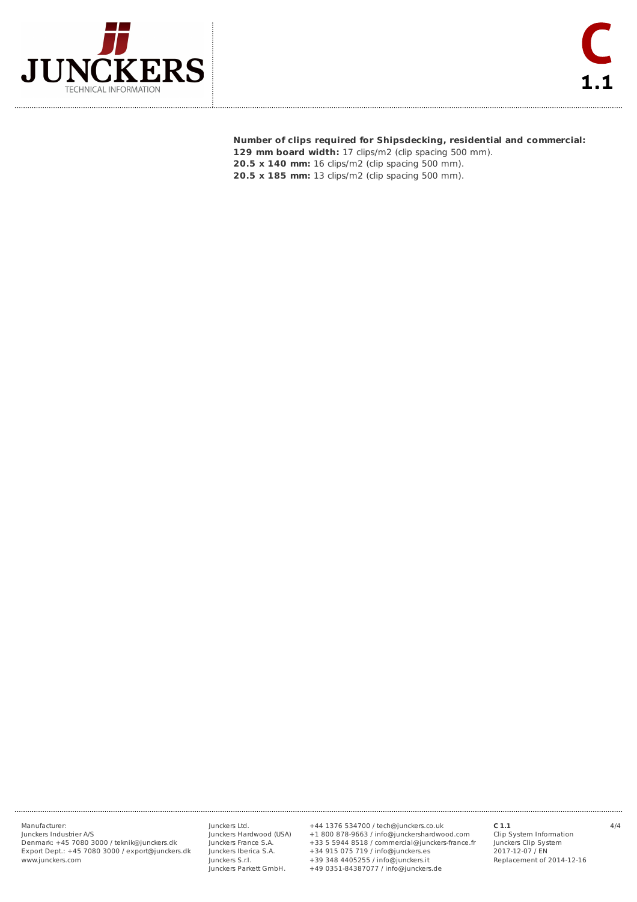**Number of clips required for Shipsdecking, residential and commercial:**
**129 mm board width:** 17 clips/m2 (clip spacing 500 mm).
**20.5 x 140 mm:** 16 clips/m2 (clip spacing 500 mm).
**20.5 x 185 mm:** 13 clips/m2 (clip spacing 500 mm).